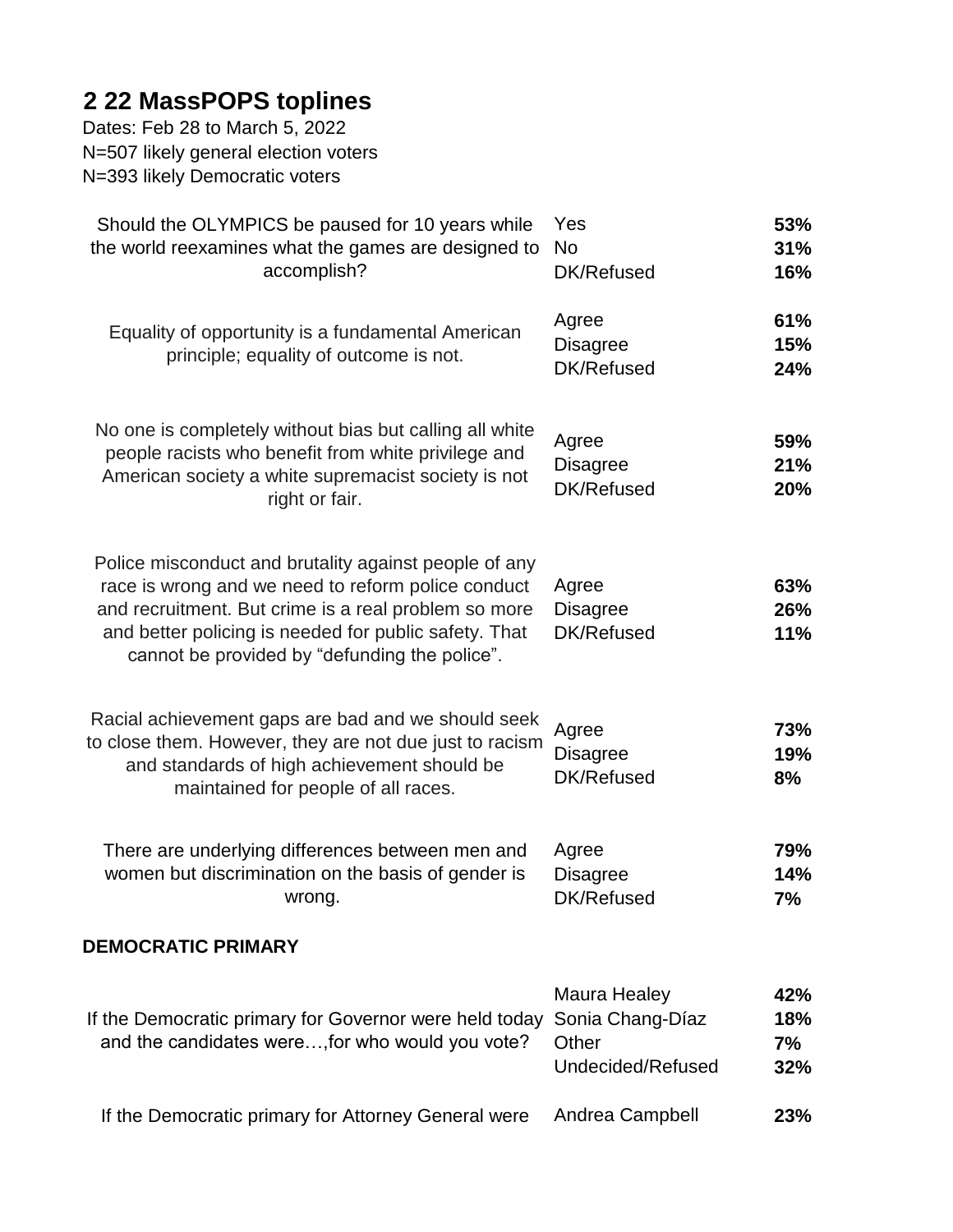# 2 22 MassPOPS toplines

Dates: Feb 28 to March 5, 2022
N=507 likely general election voters
N=393 likely Democratic voters

| Question | Response | % |
|---|---|---|
| Should the OLYMPICS be paused for 10 years while the world reexamines what the games are designed to accomplish? | Yes | **53%** |
| | No | **31%** |
| | DK/Refused | **16%** |
| Equality of opportunity is a fundamental American principle; equality of outcome is not. | Agree | **61%** |
| | Disagree | **15%** |
| | DK/Refused | **24%** |
| No one is completely without bias but calling all white people racists who benefit from white privilege and American society a white supremacist society is not right or fair. | Agree | **59%** |
| | Disagree | **21%** |
| | DK/Refused | **20%** |
| Police misconduct and brutality against people of any race is wrong and we need to reform police conduct and recruitment. But crime is a real problem so more and better policing is needed for public safety. That cannot be provided by "defunding the police". | Agree | **63%** |
| | Disagree | **26%** |
| | DK/Refused | **11%** |
| Racial achievement gaps are bad and we should seek to close them. However, they are not due just to racism and standards of high achievement should be maintained for people of all races. | Agree | **73%** |
| | Disagree | **19%** |
| | DK/Refused | **8%** |
| There are underlying differences between men and women but discrimination on the basis of gender is wrong. | Agree | **79%** |
| | Disagree | **14%** |
| | DK/Refused | **7%** |

**DEMOCRATIC PRIMARY**

| Question | Response | % |
|---|---|---|
| If the Democratic primary for Governor were held today and the candidates were…,for who would you vote? | Maura Healey | **42%** |
| | Sonia Chang-Díaz | **18%** |
| | Other | **7%** |
| | Undecided/Refused | **32%** |
| If the Democratic primary for Attorney General were | Andrea Campbell | **23%** |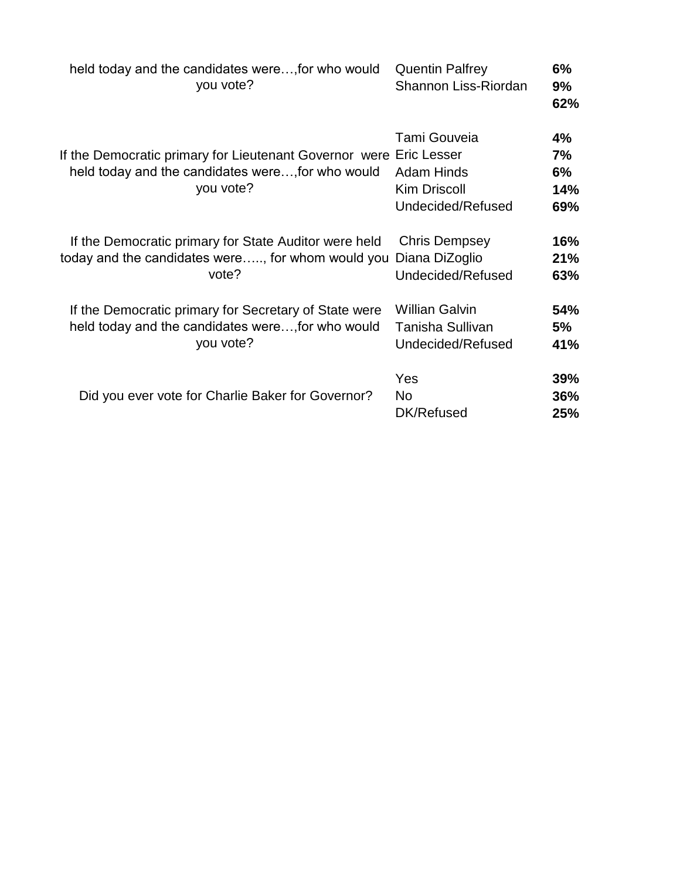| | | |
|---|---|---|
| held today and the candidates were…,for who would you vote? | Quentin Palfrey | **6%** |
| | Shannon Liss-Riordan | **9%** |
| | | **62%** |
| If the Democratic primary for Lieutenant Governor were held today and the candidates were…,for who would you vote? | Tami Gouveia | **4%** |
| | Eric Lesser | **7%** |
| | Adam Hinds | **6%** |
| | Kim Driscoll | **14%** |
| | Undecided/Refused | **69%** |
| If the Democratic primary for State Auditor were held today and the candidates were….., for whom would you vote? | Chris Dempsey | **16%** |
| | Diana DiZoglio | **21%** |
| | Undecided/Refused | **63%** |
| If the Democratic primary for Secretary of State were held today and the candidates were…,for who would you vote? | Willian Galvin | **54%** |
| | Tanisha Sullivan | **5%** |
| | Undecided/Refused | **41%** |
| Did you ever vote for Charlie Baker for Governor? | Yes | **39%** |
| | No | **36%** |
| | DK/Refused | **25%** |